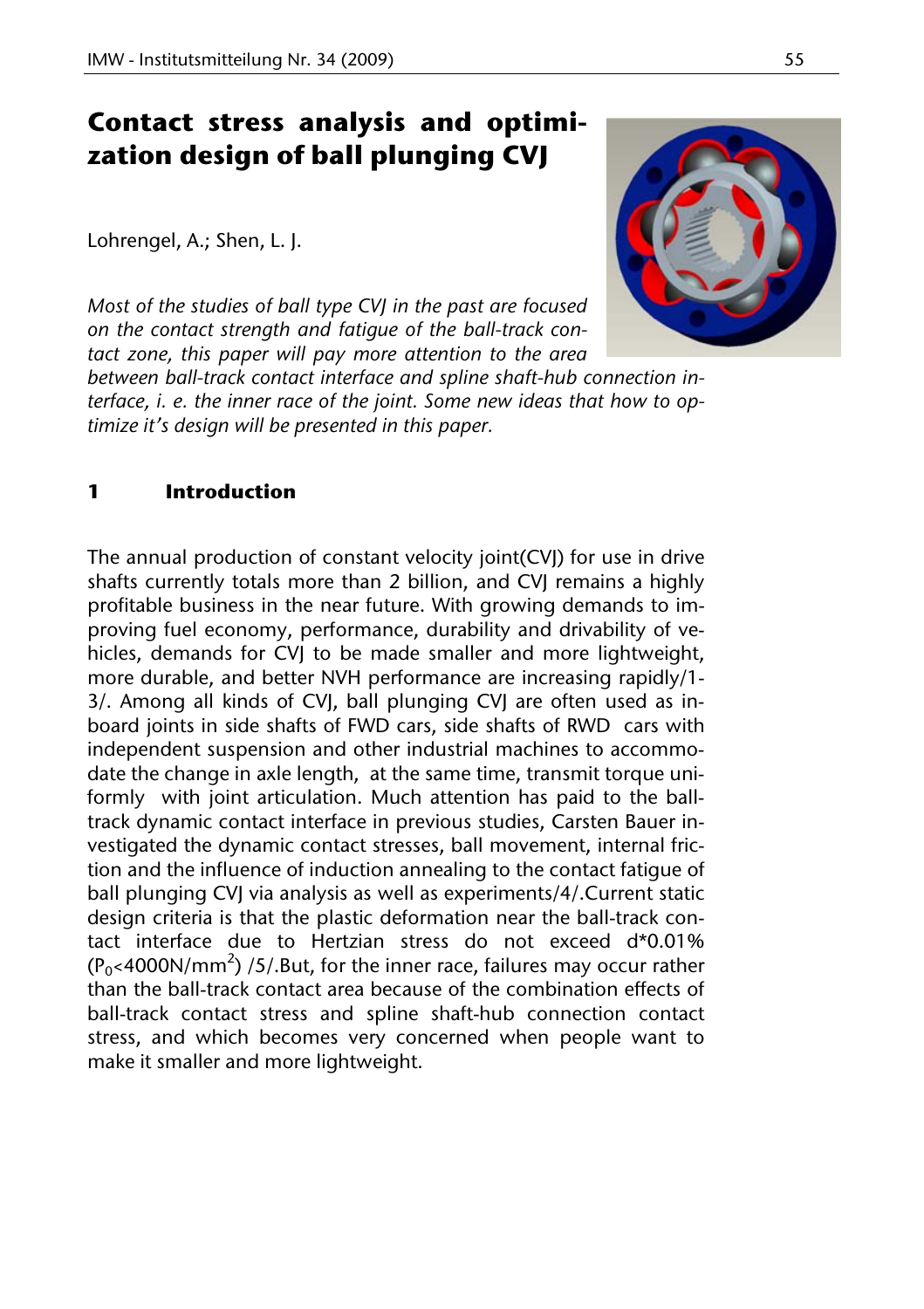# Contact stress analysis and optimization design of ball plunging CVJ

Lohrengel, A.; Shen, L. J.

*Most of the studies of ball type CVJ in the past are focused on the contact strength and fatigue of the ball-track contact zone, this paper will pay more attention to the area between ball-track contact interface and spline shaft-hub connection interface, i. e. the inner race of the joint. Some new ideas that how to optimize it's design will be presented in this paper.*

## 1 Introduction

The annual production of constant velocity joint(CVJ) for use in drive shafts currently totals more than 2 billion, and CVJ remains a highly profitable business in the near future. With growing demands to improving fuel economy, performance, durability and drivability of vehicles, demands for CVJ to be made smaller and more lightweight, more durable, and better NVH performance are increasing rapidly/1-3/. Among all kinds of CVJ, ball plunging CVJ are often used as inboard joints in side shafts of FWD cars, side shafts of RWD cars with independent suspension and other industrial machines to accommodate the change in axle length, at the same time, transmit torque uniformly with joint articulation. Much attention has paid to the ball-track dynamic contact interface in previous studies, Carsten Bauer investigated the dynamic contact stresses, ball movement, internal friction and the influence of induction annealing to the contact fatigue of ball plunging CVJ via analysis as well as experiments/4/.Current static design criteria is that the plastic deformation near the ball-track contact interface due to Hertzian stress do not exceed d*0.01% ($P_0$<4000N/mm$^2$) /5/.But, for the inner race, failures may occur rather than the ball-track contact area because of the combination effects of ball-track contact stress and spline shaft-hub connection contact stress, and which becomes very concerned when people want to make it smaller and more lightweight.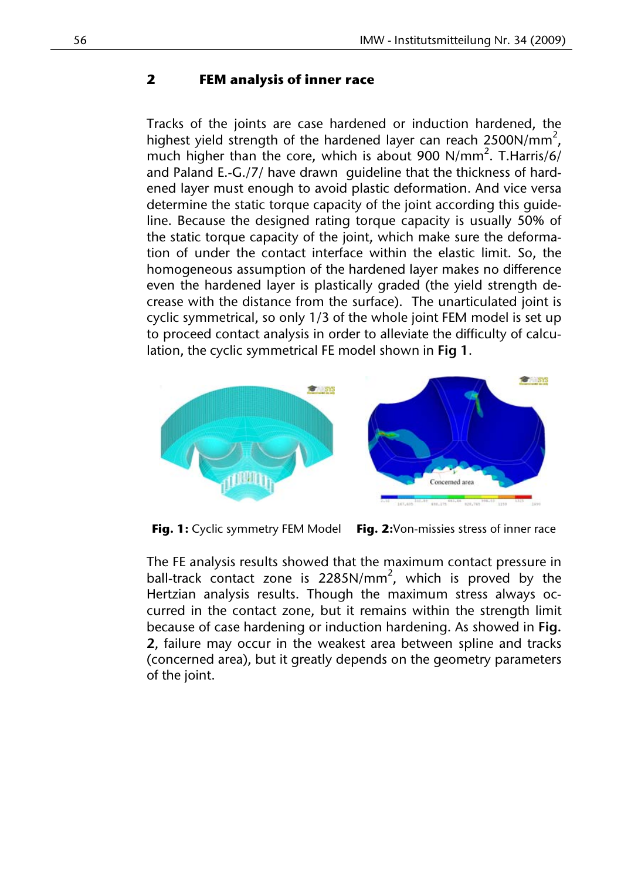## 2 FEM analysis of inner race

Tracks of the joints are case hardened or induction hardened, the highest yield strength of the hardened layer can reach 2500N/mm$^2$, much higher than the core, which is about 900 N/mm$^2$. T.Harris/6/ and Paland E.-G./7/ have drawn guideline that the thickness of hardened layer must enough to avoid plastic deformation. And vice versa determine the static torque capacity of the joint according this guideline. Because the designed rating torque capacity is usually 50% of the static torque capacity of the joint, which make sure the deformation of under the contact interface within the elastic limit. So, the homogeneous assumption of the hardened layer makes no difference even the hardened layer is plastically graded (the yield strength decrease with the distance from the surface). The unarticulated joint is cyclic symmetrical, so only 1/3 of the whole joint FEM model is set up to proceed contact analysis in order to alleviate the difficulty of calculation, the cyclic symmetrical FE model shown in **Fig 1**.

**Fig. 1:** Cyclic symmetry FEM Model **Fig. 2:**Von-missies stress of inner race

The FE analysis results showed that the maximum contact pressure in ball-track contact zone is 2285N/mm$^2$, which is proved by the Hertzian analysis results. Though the maximum stress always occurred in the contact zone, but it remains within the strength limit because of case hardening or induction hardening. As showed in **Fig. 2**, failure may occur in the weakest area between spline and tracks (concerned area), but it greatly depends on the geometry parameters of the joint.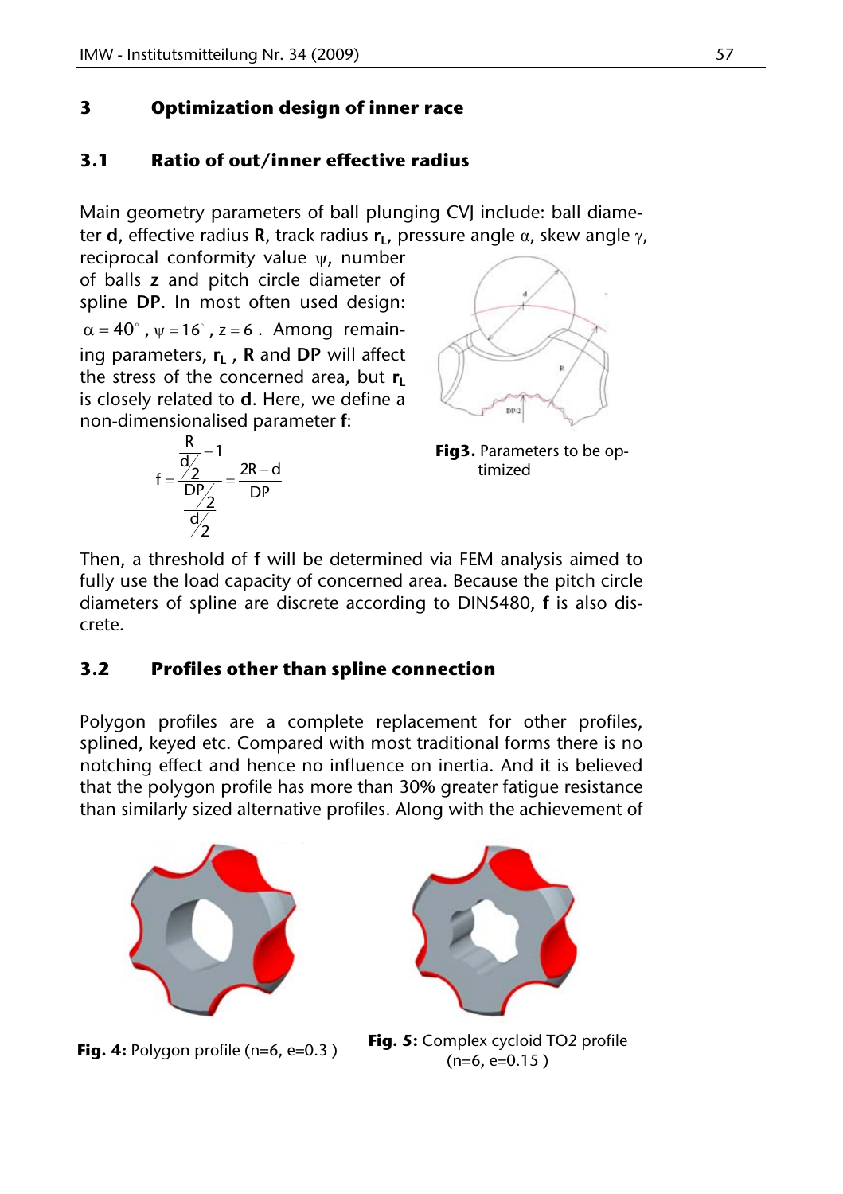## 3 Optimization design of inner race

### 3.1 Ratio of out/inner effective radius

Main geometry parameters of ball plunging CVJ include: ball diameter **d**, effective radius **R**, track radius $\mathbf{r_L}$, pressure angle $\alpha$, skew angle $\gamma$, reciprocal conformity value $\psi$, number of balls **z** and pitch circle diameter of spline **DP**. In most often used design: $\alpha = 40^\circ$, $\psi = 16^\circ$, $z = 6$. Among remaining parameters, $\mathbf{r_L}$, **R** and **DP** will affect the stress of the concerned area, but $\mathbf{r_L}$ is closely related to **d**. Here, we define a non-dimensionalised parameter **f**:

$$f = \frac{\frac{R}{d/2} - 1}{\frac{DP/2}{d/2}} = \frac{2R - d}{DP}$$

**Fig3.** Parameters to be optimized

Then, a threshold of **f** will be determined via FEM analysis aimed to fully use the load capacity of concerned area. Because the pitch circle diameters of spline are discrete according to DIN5480, **f** is also discrete.

### 3.2 Profiles other than spline connection

Polygon profiles are a complete replacement for other profiles, splined, keyed etc. Compared with most traditional forms there is no notching effect and hence no influence on inertia. And it is believed that the polygon profile has more than 30% greater fatigue resistance than similarly sized alternative profiles. Along with the achievement of

**Fig. 4:** Polygon profile (n=6, e=0.3 )

**Fig. 5:** Complex cycloid TO2 profile (n=6, e=0.15 )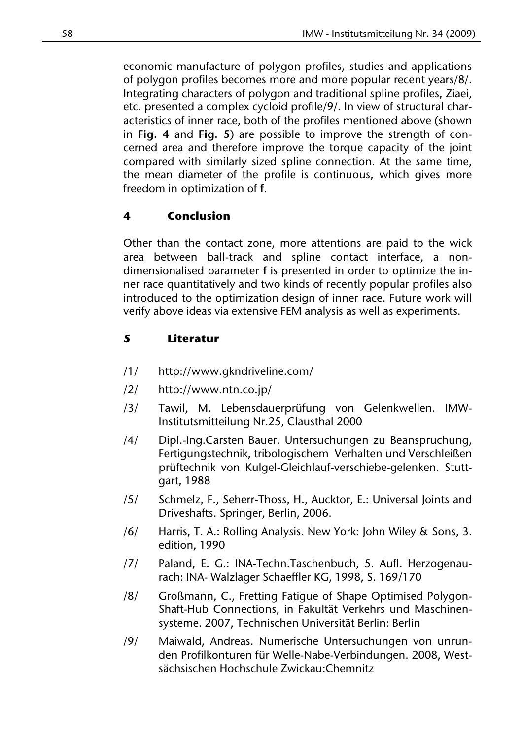economic manufacture of polygon profiles, studies and applications of polygon profiles becomes more and more popular recent years/8/. Integrating characters of polygon and traditional spline profiles, Ziaei, etc. presented a complex cycloid profile/9/. In view of structural characteristics of inner race, both of the profiles mentioned above (shown in **Fig. 4** and **Fig. 5**) are possible to improve the strength of concerned area and therefore improve the torque capacity of the joint compared with similarly sized spline connection. At the same time, the mean diameter of the profile is continuous, which gives more freedom in optimization of **f**.

## 4 Conclusion

Other than the contact zone, more attentions are paid to the wick area between ball-track and spline contact interface, a non-dimensionalised parameter **f** is presented in order to optimize the inner race quantitatively and two kinds of recently popular profiles also introduced to the optimization design of inner race. Future work will verify above ideas via extensive FEM analysis as well as experiments.

## 5 Literatur

/1/ http://www.gkndriveline.com/

/2/ http://www.ntn.co.jp/

/3/ Tawil, M. Lebensdauerprüfung von Gelenkwellen. IMW-Institutsmitteilung Nr.25, Clausthal 2000

/4/ Dipl.-Ing.Carsten Bauer. Untersuchungen zu Beanspruchung, Fertigungstechnik, tribologischem Verhalten und Verschleißen prüftechnik von Kulgel-Gleichlauf-verschiebe-gelenken. Stuttgart, 1988

/5/ Schmelz, F., Seherr-Thoss, H., Aucktor, E.: Universal Joints and Driveshafts. Springer, Berlin, 2006.

/6/ Harris, T. A.: Rolling Analysis. New York: John Wiley & Sons, 3. edition, 1990

/7/ Paland, E. G.: INA-Techn.Taschenbuch, 5. Aufl. Herzogenaurach: INA- Walzlager Schaeffler KG, 1998, S. 169/170

/8/ Großmann, C., Fretting Fatigue of Shape Optimised Polygon-Shaft-Hub Connections, in Fakultät Verkehrs und Maschinensysteme. 2007, Technischen Universität Berlin: Berlin

/9/ Maiwald, Andreas. Numerische Untersuchungen von unrunden Profilkonturen für Welle-Nabe-Verbindungen. 2008, Westsächsischen Hochschule Zwickau:Chemnitz